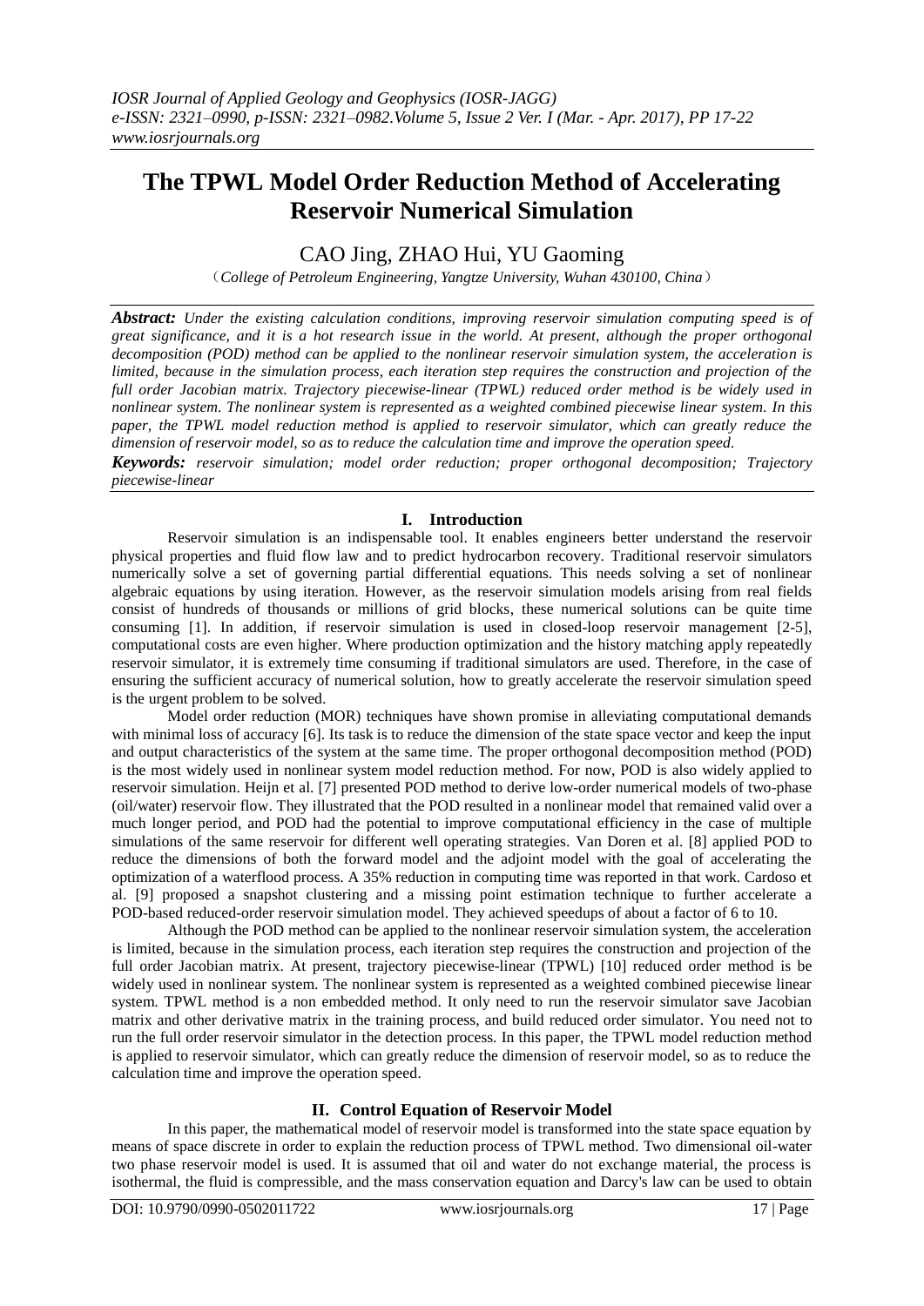# The TPWL Model Order Reduction Method of Accelerating Reservoir Numerical Simulation

CAO Jing, ZHAO Hui, YU Gaoming

(*College of Petroleum Engineering, Yangtze University, Wuhan 430100, China*)

***Abstract:*** *Under the existing calculation conditions, improving reservoir simulation computing speed is of great significance, and it is a hot research issue in the world. At present, although the proper orthogonal decomposition (POD) method can be applied to the nonlinear reservoir simulation system, the acceleration is limited, because in the simulation process, each iteration step requires the construction and projection of the full order Jacobian matrix. Trajectory piecewise-linear (TPWL) reduced order method is be widely used in nonlinear system. The nonlinear system is represented as a weighted combined piecewise linear system. In this paper, the TPWL model reduction method is applied to reservoir simulator, which can greatly reduce the dimension of reservoir model, so as to reduce the calculation time and improve the operation speed.*

***Keywords:*** *reservoir simulation; model order reduction; proper orthogonal decomposition; Trajectory piecewise-linear*

## I. Introduction

Reservoir simulation is an indispensable tool. It enables engineers better understand the reservoir physical properties and fluid flow law and to predict hydrocarbon recovery. Traditional reservoir simulators numerically solve a set of governing partial differential equations. This needs solving a set of nonlinear algebraic equations by using iteration. However, as the reservoir simulation models arising from real fields consist of hundreds of thousands or millions of grid blocks, these numerical solutions can be quite time consuming [1]. In addition, if reservoir simulation is used in closed-loop reservoir management [2-5], computational costs are even higher. Where production optimization and the history matching apply repeatedly reservoir simulator, it is extremely time consuming if traditional simulators are used. Therefore, in the case of ensuring the sufficient accuracy of numerical solution, how to greatly accelerate the reservoir simulation speed is the urgent problem to be solved.

Model order reduction (MOR) techniques have shown promise in alleviating computational demands with minimal loss of accuracy [6]. Its task is to reduce the dimension of the state space vector and keep the input and output characteristics of the system at the same time. The proper orthogonal decomposition method (POD) is the most widely used in nonlinear system model reduction method. For now, POD is also widely applied to reservoir simulation. Heijn et al. [7] presented POD method to derive low-order numerical models of two-phase (oil/water) reservoir flow. They illustrated that the POD resulted in a nonlinear model that remained valid over a much longer period, and POD had the potential to improve computational efficiency in the case of multiple simulations of the same reservoir for different well operating strategies. Van Doren et al. [8] applied POD to reduce the dimensions of both the forward model and the adjoint model with the goal of accelerating the optimization of a waterflood process. A 35% reduction in computing time was reported in that work. Cardoso et al. [9] proposed a snapshot clustering and a missing point estimation technique to further accelerate a POD-based reduced-order reservoir simulation model. They achieved speedups of about a factor of 6 to 10.

Although the POD method can be applied to the nonlinear reservoir simulation system, the acceleration is limited, because in the simulation process, each iteration step requires the construction and projection of the full order Jacobian matrix. At present, trajectory piecewise-linear (TPWL) [10] reduced order method is be widely used in nonlinear system. The nonlinear system is represented as a weighted combined piecewise linear system. TPWL method is a non embedded method. It only need to run the reservoir simulator save Jacobian matrix and other derivative matrix in the training process, and build reduced order simulator. You need not to run the full order reservoir simulator in the detection process. In this paper, the TPWL model reduction method is applied to reservoir simulator, which can greatly reduce the dimension of reservoir model, so as to reduce the calculation time and improve the operation speed.

## II. Control Equation of Reservoir Model

In this paper, the mathematical model of reservoir model is transformed into the state space equation by means of space discrete in order to explain the reduction process of TPWL method. Two dimensional oil-water two phase reservoir model is used. It is assumed that oil and water do not exchange material, the process is isothermal, the fluid is compressible, and the mass conservation equation and Darcy's law can be used to obtain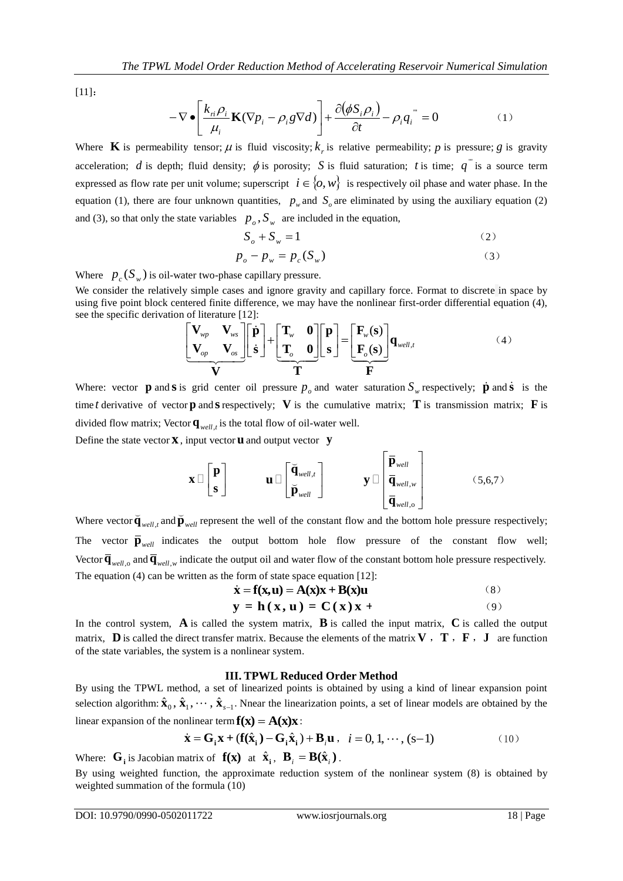[11]:

$$-\nabla \bullet \left[ \frac{k_{ri}\rho_i}{\mu_i} \mathbf{K}(\nabla p_i - \rho_i g \nabla d) \right] + \frac{\partial(\phi S_i \rho_i)}{\partial t} - \rho_i q_i^{'''} = 0 \tag{1}$$

Where $\mathbf{K}$ is permeability tensor; $\mu$ is fluid viscosity; $k_r$ is relative permeability; $p$ is pressure; $g$ is gravity acceleration; $d$ is depth; fluid density; $\phi$ is porosity; $S$ is fluid saturation; $t$ is time; $q^{'''}$ is a source term expressed as flow rate per unit volume; superscript $i \in \{o, w\}$ is respectively oil phase and water phase. In the equation (1), there are four unknown quantities, $p_w$ and $S_o$ are eliminated by using the auxiliary equation (2) and (3), so that only the state variables $p_o, S_w$ are included in the equation,

$$S_o + S_w = 1 \tag{2}$$

$$p_o - p_w = p_c(S_w) \tag{3}$$

Where $p_c(S_w)$ is oil-water two-phase capillary pressure.

We consider the relatively simple cases and ignore gravity and capillary force. Format to discrete in space by using five point block centered finite difference, we may have the nonlinear first-order differential equation (4), see the specific derivation of literature [12]:

$$\underbrace{\begin{bmatrix} \mathbf{V}_{wp} & \mathbf{V}_{ws} \\ \mathbf{V}_{op} & \mathbf{V}_{os} \end{bmatrix}}_{\mathbf{V}} \begin{bmatrix} \dot{\mathbf{p}} \\ \dot{\mathbf{s}} \end{bmatrix} + \underbrace{\begin{bmatrix} \mathbf{T}_w & \mathbf{0} \\ \mathbf{T}_o & \mathbf{0} \end{bmatrix}}_{\mathbf{T}} \begin{bmatrix} \mathbf{p} \\ \mathbf{s} \end{bmatrix} = \underbrace{\begin{bmatrix} \mathbf{F}_w(\mathbf{s}) \\ \mathbf{F}_o(\mathbf{s}) \end{bmatrix}}_{\mathbf{F}} \mathbf{q}_{well,t} \tag{4}$$

Where: vector $\mathbf{p}$ and $\mathbf{s}$ is grid center oil pressure $p_o$ and water saturation $S_w$ respectively; $\dot{\mathbf{p}}$ and $\dot{\mathbf{s}}$ is the time $t$ derivative of vector $\mathbf{p}$ and $\mathbf{s}$ respectively; $\mathbf{V}$ is the cumulative matrix; $\mathbf{T}$ is transmission matrix; $\mathbf{F}$ is divided flow matrix; Vector $\mathbf{q}_{well,t}$ is the total flow of oil-water well.

Define the state vector $\mathbf{x}$, input vector $\mathbf{u}$ and output vector $\mathbf{y}$

$$\mathbf{x} \triangleq \begin{bmatrix} \mathbf{p} \\ \mathbf{s} \end{bmatrix} \qquad \mathbf{u} \triangleq \begin{bmatrix} \breve{\mathbf{q}}_{well,t} \\ \breve{\mathbf{p}}_{well} \end{bmatrix} \qquad \mathbf{y} \triangleq \begin{bmatrix} \bar{\mathbf{p}}_{well} \\ \bar{\mathbf{q}}_{well,w} \\ \bar{\mathbf{q}}_{well,o} \end{bmatrix} \tag{5,6,7}$$

Where vector $\breve{\mathbf{q}}_{well,t}$ and $\breve{\mathbf{p}}_{well}$ represent the well of the constant flow and the bottom hole pressure respectively; The vector $\bar{\mathbf{p}}_{well}$ indicates the output bottom hole flow pressure of the constant flow well; Vector $\bar{\mathbf{q}}_{well,o}$ and $\bar{\mathbf{q}}_{well,w}$ indicate the output oil and water flow of the constant bottom hole pressure respectively.

The equation (4) can be written as the form of state space equation [12]:

$$\dot{\mathbf{x}} = \mathbf{f}(\mathbf{x},\mathbf{u}) = \mathbf{A}(\mathbf{x})\mathbf{x} + \mathbf{B}(\mathbf{x})\mathbf{u} \tag{8}$$

$$\mathbf{y} = \mathbf{h}(\mathbf{x},\mathbf{u}) = \mathbf{C}(\mathbf{x})\mathbf{x} + \tag{9}$$

In the control system, $\mathbf{A}$ is called the system matrix, $\mathbf{B}$ is called the input matrix, $\mathbf{C}$ is called the output matrix, $\mathbf{D}$ is called the direct transfer matrix. Because the elements of the matrix $\mathbf{V}$, $\mathbf{T}$, $\mathbf{F}$, $\mathbf{J}$ are function of the state variables, the system is a nonlinear system.

## III. TPWL Reduced Order Method

By using the TPWL method, a set of linearized points is obtained by using a kind of linear expansion point selection algorithm: $\hat{\mathbf{x}}_0, \hat{\mathbf{x}}_1, \cdots, \hat{\mathbf{x}}_{s-1}$. Nnear the linearization points, a set of linear models are obtained by the linear expansion of the nonlinear term $\mathbf{f}(\mathbf{x}) = \mathbf{A}(\mathbf{x})\mathbf{x}$:

$$\dot{\mathbf{x}} = \mathbf{G}_i\mathbf{x} + (\mathbf{f}(\hat{\mathbf{x}}_i) - \mathbf{G}_i\hat{\mathbf{x}}_i) + \mathbf{B}_i\mathbf{u}, \quad i = 0, 1, \cdots, (s-1) \tag{10}$$

Where: $\mathbf{G}_i$ is Jacobian matrix of $\mathbf{f}(\mathbf{x})$ at $\hat{\mathbf{x}}_i$, $\mathbf{B}_i = \mathbf{B}(\hat{\mathbf{x}}_i)$.

By using weighted function, the approximate reduction system of the nonlinear system (8) is obtained by weighted summation of the formula (10)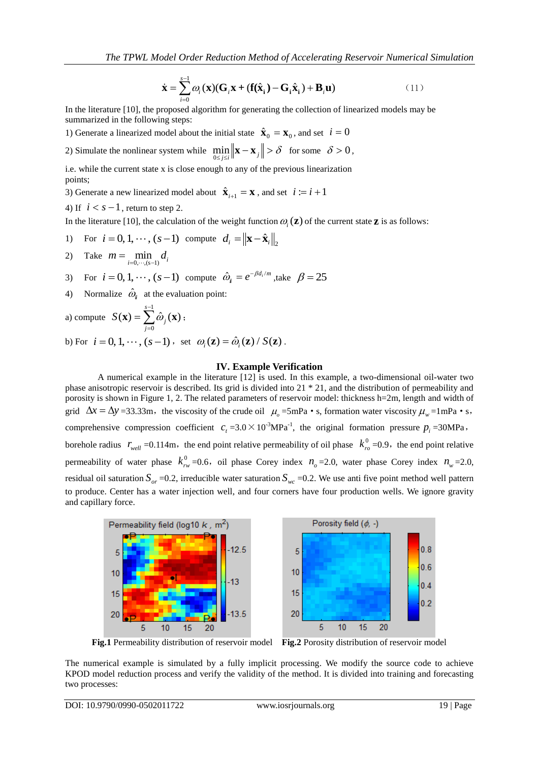$$\dot{\mathbf{x}} = \sum_{i=0}^{s-1} \omega_i(\mathbf{x})(\mathbf{G}_i\mathbf{x} + (\mathbf{f}(\hat{\mathbf{x}}_i) - \mathbf{G}_i\hat{\mathbf{x}}_i) + \mathbf{B}_i\mathbf{u}) \qquad (11)$$

In the literature [10], the proposed algorithm for generating the collection of linearized models may be summarized in the following steps:

1) Generate a linearized model about the initial state $\hat{\mathbf{x}}_0 = \mathbf{x}_0$, and set $i = 0$

2) Simulate the nonlinear system while $\min_{0 \le j \le i} \left\| \mathbf{x} - \mathbf{x}_j \right\| > \delta$ for some $\delta > 0$,

i.e. while the current state x is close enough to any of the previous linearization points;

3) Generate a new linearized model about $\hat{\mathbf{x}}_{i+1} = \mathbf{x}$, and set $i := i + 1$

4) If $i < s - 1$, return to step 2.

In the literature [10], the calculation of the weight function $\omega_i(\mathbf{z})$ of the current state $\mathbf{z}$ is as follows:

1) For $i = 0, 1, \cdots, (s-1)$ compute $d_i = \left\| \mathbf{x} - \hat{\mathbf{x}}_i \right\|_2$

2) Take $m = \min_{i=0,\cdots,(s-1)} d_i$

3) For $i = 0, 1, \cdots, (s-1)$ compute $\hat{\omega}_i = e^{-\beta d_i / m}$, take $\beta = 25$

4) Normalize $\hat{\omega}_i$ at the evaluation point:

a) compute $S(\mathbf{x}) = \sum_{j=0}^{s-1} \hat{\omega}_j(\mathbf{x})$;

b) For $i = 0, 1, \cdots, (s-1)$, set $\omega_i(\mathbf{z}) = \hat{\omega}_i(\mathbf{z}) / S(\mathbf{z})$.

## IV. Example Verification

A numerical example in the literature [12] is used. In this example, a two-dimensional oil-water two phase anisotropic reservoir is described. Its grid is divided into 21 * 21, and the distribution of permeability and porosity is shown in Figure 1, 2. The related parameters of reservoir model: thickness h=2m, length and width of grid $\Delta x = \Delta y$ =33.33m, the viscosity of the crude oil $\mu_o$ =5mPa • s, formation water viscosity $\mu_w$ =1mPa • s, comprehensive compression coefficient $c_t$ =3.0×10$^{-3}$MPa$^{-1}$, the original formation pressure $p_i$ =30MPa, borehole radius $r_{well}$ =0.114m, the end point relative permeability of oil phase $k_{ro}^0$ =0.9, the end point relative permeability of water phase $k_{rw}^0$ =0.6, oil phase Corey index $n_o$ =2.0, water phase Corey index $n_w$ =2.0, residual oil saturation $S_{or}$ =0.2, irreducible water saturation $S_{wc}$ =0.2. We use anti five point method well pattern to produce. Center has a water injection well, and four corners have four production wells. We ignore gravity and capillary force.

**Fig.1** Permeability distribution of reservoir model

**Fig.2** Porosity distribution of reservoir model

The numerical example is simulated by a fully implicit processing. We modify the source code to achieve KPOD model reduction process and verify the validity of the method. It is divided into training and forecasting two processes: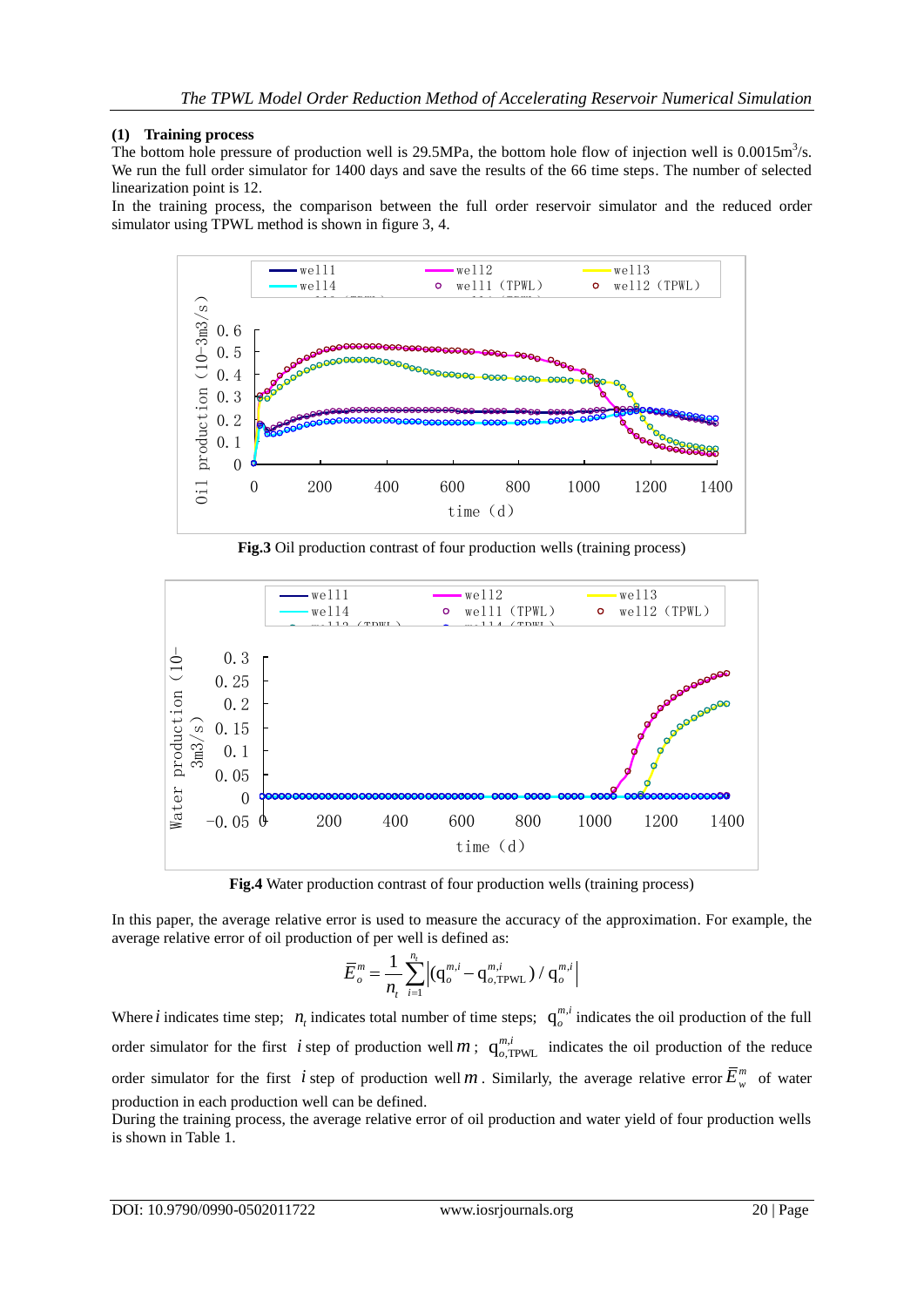**(1) Training process**

The bottom hole pressure of production well is 29.5MPa, the bottom hole flow of injection well is $0.0015m^3/s$. We run the full order simulator for 1400 days and save the results of the 66 time steps. The number of selected linearization point is 12.

In the training process, the comparison between the full order reservoir simulator and the reduced order simulator using TPWL method is shown in figure 3, 4.

**Fig.3** Oil production contrast of four production wells (training process)

**Fig.4** Water production contrast of four production wells (training process)

In this paper, the average relative error is used to measure the accuracy of the approximation. For example, the average relative error of oil production of per well is defined as:

$$\overline{E}_o^m = \frac{1}{n_t}\sum_{i=1}^{n_t}\left|(\mathrm{q}_o^{m,i} - \mathrm{q}_{o,\mathrm{TPWL}}^{m,i}) / \mathrm{q}_o^{m,i}\right|$$

Where $i$ indicates time step; $n_t$ indicates total number of time steps; $\mathrm{q}_o^{m,i}$ indicates the oil production of the full order simulator for the first $i$ step of production well $m$; $\mathrm{q}_{o,\mathrm{TPWL}}^{m,i}$ indicates the oil production of the reduce order simulator for the first $i$ step of production well $m$. Similarly, the average relative error $\overline{E}_w^m$ of water production in each production well can be defined.

During the training process, the average relative error of oil production and water yield of four production wells is shown in Table 1.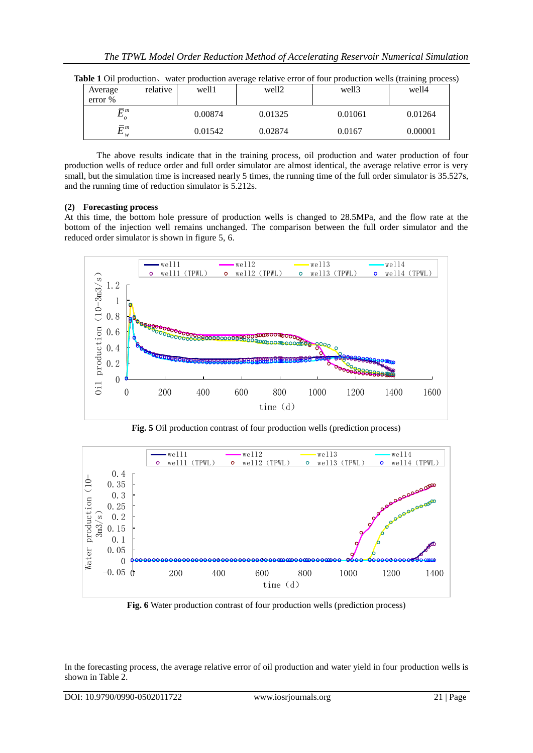**Table 1** Oil production、water production average relative error of four production wells (training process)

| Average relative error % | well1 | well2 | well3 | well4 |
|---|---|---|---|---|
| $\bar{E}_o^m$ | 0.00874 | 0.01325 | 0.01061 | 0.01264 |
| $\bar{E}_w^m$ | 0.01542 | 0.02874 | 0.0167 | 0.00001 |

The above results indicate that in the training process, oil production and water production of four production wells of reduce order and full order simulator are almost identical, the average relative error is very small, but the simulation time is increased nearly 5 times, the running time of the full order simulator is 35.527s, and the running time of reduction simulator is 5.212s.

**(2) Forecasting process**

At this time, the bottom hole pressure of production wells is changed to 28.5MPa, and the flow rate at the bottom of the injection well remains unchanged. The comparison between the full order simulator and the reduced order simulator is shown in figure 5, 6.

**Fig. 5** Oil production contrast of four production wells (prediction process)

**Fig. 6** Water production contrast of four production wells (prediction process)

In the forecasting process, the average relative error of oil production and water yield in four production wells is shown in Table 2.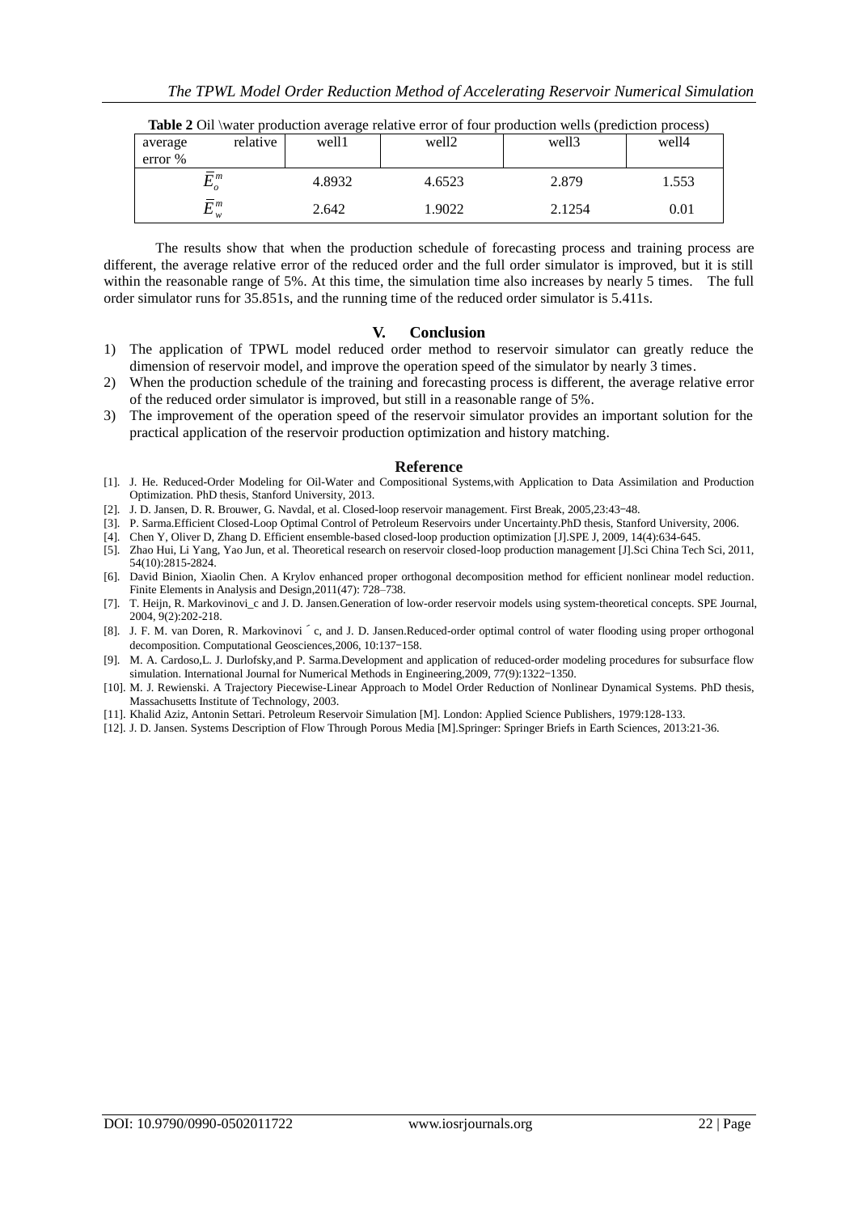**Table 2** Oil \water production average relative error of four production wells (prediction process)

| average relative error % | well1 | well2 | well3 | well4 |
|---|---|---|---|---|
| $\bar{E}_o^m$ | 4.8932 | 4.6523 | 2.879 | 1.553 |
| $\bar{E}_w^m$ | 2.642 | 1.9022 | 2.1254 | 0.01 |

The results show that when the production schedule of forecasting process and training process are different, the average relative error of the reduced order and the full order simulator is improved, but it is still within the reasonable range of 5%. At this time, the simulation time also increases by nearly 5 times. The full order simulator runs for 35.851s, and the running time of the reduced order simulator is 5.411s.

## V. Conclusion

1) The application of TPWL model reduced order method to reservoir simulator can greatly reduce the dimension of reservoir model, and improve the operation speed of the simulator by nearly 3 times.
2) When the production schedule of the training and forecasting process is different, the average relative error of the reduced order simulator is improved, but still in a reasonable range of 5%.
3) The improvement of the operation speed of the reservoir simulator provides an important solution for the practical application of the reservoir production optimization and history matching.

## Reference

[1]. J. He. Reduced-Order Modeling for Oil-Water and Compositional Systems,with Application to Data Assimilation and Production Optimization. PhD thesis, Stanford University, 2013.

[2]. J. D. Jansen, D. R. Brouwer, G. Navdal, et al. Closed-loop reservoir management. First Break, 2005,23:43−48.

[3]. P. Sarma.Efficient Closed-Loop Optimal Control of Petroleum Reservoirs under Uncertainty.PhD thesis, Stanford University, 2006.

[4]. Chen Y, Oliver D, Zhang D. Efficient ensemble-based closed-loop production optimization [J].SPE J, 2009, 14(4):634-645.

[5]. Zhao Hui, Li Yang, Yao Jun, et al. Theoretical research on reservoir closed-loop production management [J].Sci China Tech Sci, 2011, 54(10):2815-2824.

[6]. David Binion, Xiaolin Chen. A Krylov enhanced proper orthogonal decomposition method for efficient nonlinear model reduction. Finite Elements in Analysis and Design,2011(47): 728–738.

[7]. T. Heijn, R. Markovinovi_c and J. D. Jansen.Generation of low-order reservoir models using system-theoretical concepts. SPE Journal, 2004, 9(2):202-218.

[8]. J. F. M. van Doren, R. Markovinovi ́ c, and J. D. Jansen.Reduced-order optimal control of water flooding using proper orthogonal decomposition. Computational Geosciences,2006, 10:137−158.

[9]. M. A. Cardoso,L. J. Durlofsky,and P. Sarma.Development and application of reduced-order modeling procedures for subsurface flow simulation. International Journal for Numerical Methods in Engineering,2009, 77(9):1322−1350.

[10]. M. J. Rewienski. A Trajectory Piecewise-Linear Approach to Model Order Reduction of Nonlinear Dynamical Systems. PhD thesis, Massachusetts Institute of Technology, 2003.

[11]. Khalid Aziz, Antonin Settari. Petroleum Reservoir Simulation [M]. London: Applied Science Publishers, 1979:128-133.

[12]. J. D. Jansen. Systems Description of Flow Through Porous Media [M].Springer: Springer Briefs in Earth Sciences, 2013:21-36.